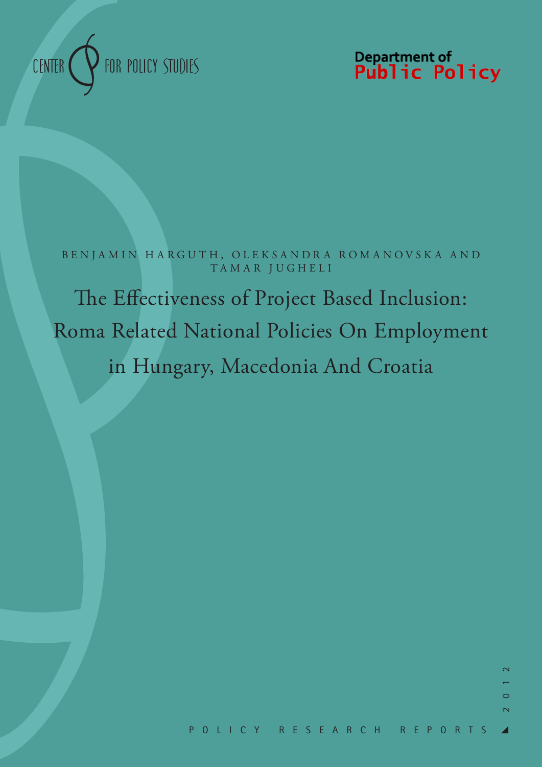CENTER FOR POLICY STUDIES

Department of Public Policy

BENJAMIN HARGUTH, OLEKSANDRA ROMANOVSKA AND TAMAR JUGHELI

# The Effectiveness of Project Based Inclusion: Roma Related National Policies On Employment in Hungary, Macedonia And Croatia

POLICY RESEARCH REPORTS

2012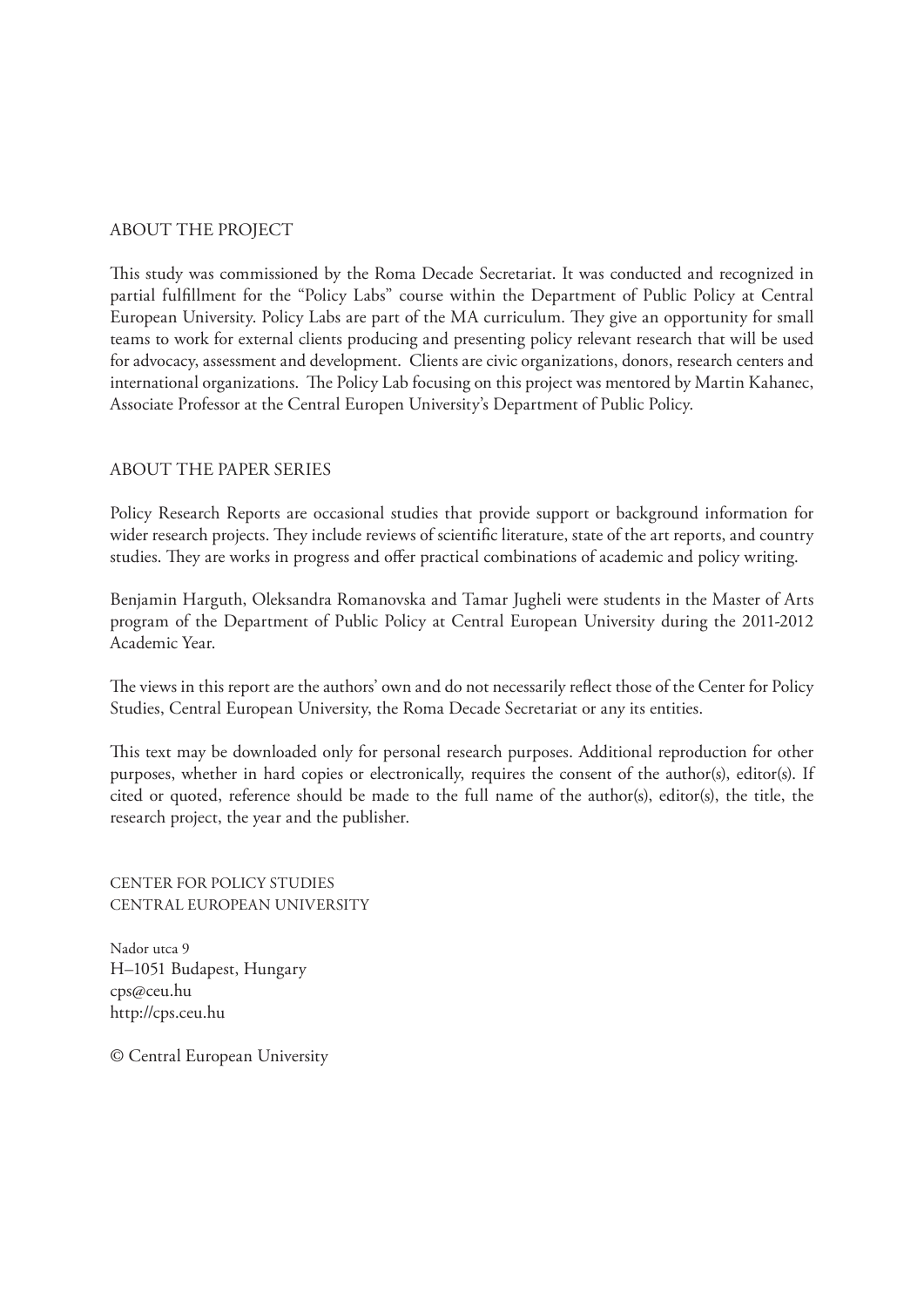## ABOUT THE PROJECT

This study was commissioned by the Roma Decade Secretariat. It was conducted and recognized in partial fulfillment for the "Policy Labs" course within the Department of Public Policy at Central European University. Policy Labs are part of the MA curriculum. They give an opportunity for small teams to work for external clients producing and presenting policy relevant research that will be used for advocacy, assessment and development. Clients are civic organizations, donors, research centers and international organizations. The Policy Lab focusing on this project was mentored by Martin Kahanec, Associate Professor at the Central Europen University's Department of Public Policy.

## ABOUT THE PAPER SERIES

Policy Research Reports are occasional studies that provide support or background information for wider research projects. They include reviews of scientific literature, state of the art reports, and country studies. They are works in progress and offer practical combinations of academic and policy writing.

Benjamin Harguth, Oleksandra Romanovska and Tamar Jugheli were students in the Master of Arts program of the Department of Public Policy at Central European University during the 2011-2012 Academic Year.

The views in this report are the authors' own and do not necessarily reflect those of the Center for Policy Studies, Central European University, the Roma Decade Secretariat or any its entities.

This text may be downloaded only for personal research purposes. Additional reproduction for other purposes, whether in hard copies or electronically, requires the consent of the author(s), editor(s). If cited or quoted, reference should be made to the full name of the author(s), editor(s), the title, the research project, the year and the publisher.

CENTER FOR POLICY STUDIES
CENTRAL EUROPEAN UNIVERSITY

Nador utca 9
H–1051 Budapest, Hungary
cps@ceu.hu
http://cps.ceu.hu

© Central European University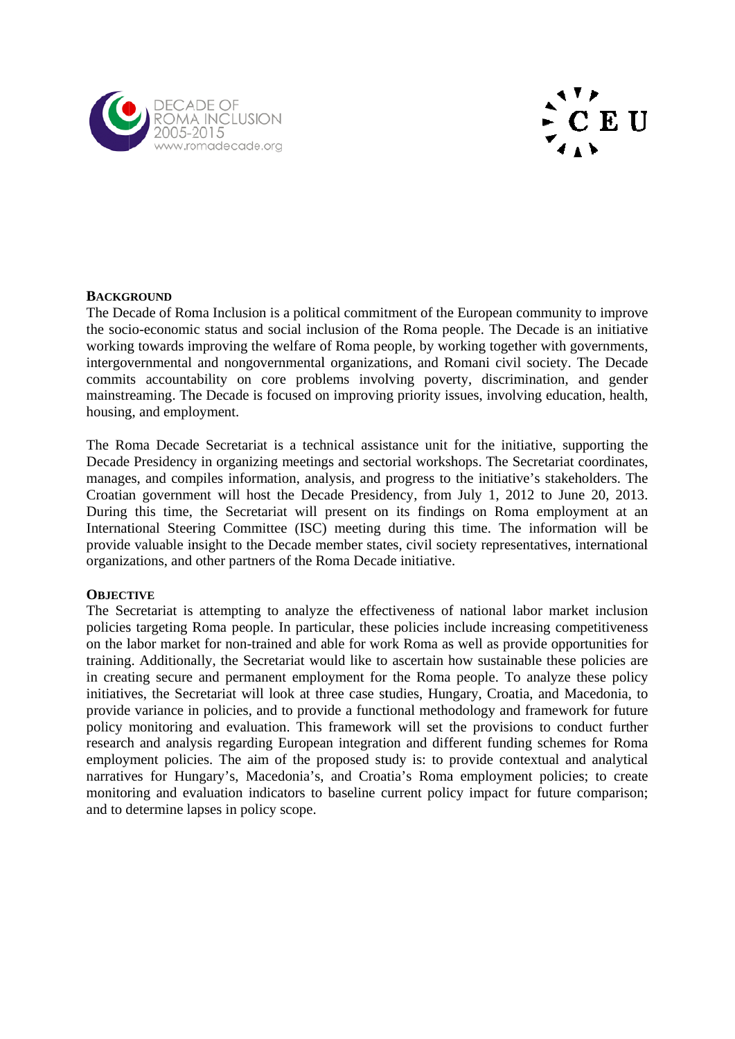## Background

The Decade of Roma Inclusion is a political commitment of the European community to improve the socio-economic status and social inclusion of the Roma people. The Decade is an initiative working towards improving the welfare of Roma people, by working together with governments, intergovernmental and nongovernmental organizations, and Romani civil society. The Decade commits accountability on core problems involving poverty, discrimination, and gender mainstreaming. The Decade is focused on improving priority issues, involving education, health, housing, and employment.

The Roma Decade Secretariat is a technical assistance unit for the initiative, supporting the Decade Presidency in organizing meetings and sectorial workshops. The Secretariat coordinates, manages, and compiles information, analysis, and progress to the initiative's stakeholders. The Croatian government will host the Decade Presidency, from July 1, 2012 to June 20, 2013. During this time, the Secretariat will present on its findings on Roma employment at an International Steering Committee (ISC) meeting during this time. The information will be provide valuable insight to the Decade member states, civil society representatives, international organizations, and other partners of the Roma Decade initiative.

## Objective

The Secretariat is attempting to analyze the effectiveness of national labor market inclusion policies targeting Roma people. In particular, these policies include increasing competitiveness on the labor market for non-trained and able for work Roma as well as provide opportunities for training. Additionally, the Secretariat would like to ascertain how sustainable these policies are in creating secure and permanent employment for the Roma people. To analyze these policy initiatives, the Secretariat will look at three case studies, Hungary, Croatia, and Macedonia, to provide variance in policies, and to provide a functional methodology and framework for future policy monitoring and evaluation. This framework will set the provisions to conduct further research and analysis regarding European integration and different funding schemes for Roma employment policies. The aim of the proposed study is: to provide contextual and analytical narratives for Hungary's, Macedonia's, and Croatia's Roma employment policies; to create monitoring and evaluation indicators to baseline current policy impact for future comparison; and to determine lapses in policy scope.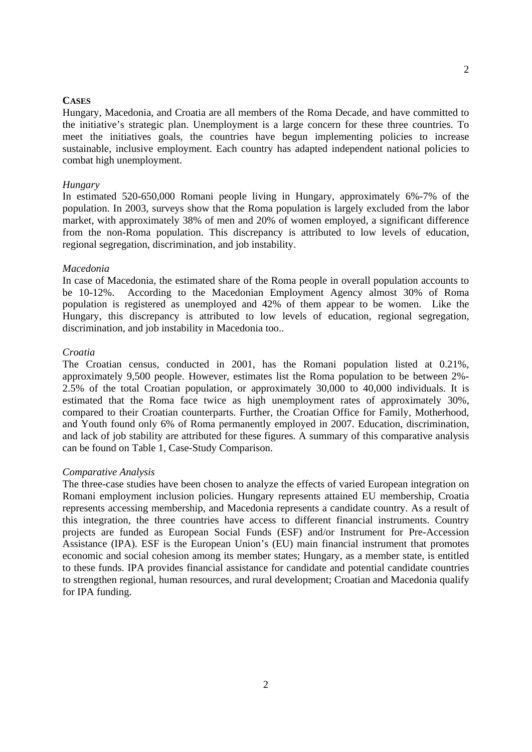**CASES**

Hungary, Macedonia, and Croatia are all members of the Roma Decade, and have committed to the initiative's strategic plan. Unemployment is a large concern for these three countries. To meet the initiatives goals, the countries have begun implementing policies to increase sustainable, inclusive employment. Each country has adapted independent national policies to combat high unemployment.

*Hungary*

In estimated 520-650,000 Romani people living in Hungary, approximately 6%-7% of the population. In 2003, surveys show that the Roma population is largely excluded from the labor market, with approximately 38% of men and 20% of women employed, a significant difference from the non-Roma population. This discrepancy is attributed to low levels of education, regional segregation, discrimination, and job instability.

*Macedonia*

In case of Macedonia, the estimated share of the Roma people in overall population accounts to be 10-12%. According to the Macedonian Employment Agency almost 30% of Roma population is registered as unemployed and 42% of them appear to be women. Like the Hungary, this discrepancy is attributed to low levels of education, regional segregation, discrimination, and job instability in Macedonia too..

*Croatia*

The Croatian census, conducted in 2001, has the Romani population listed at 0.21%, approximately 9,500 people. However, estimates list the Roma population to be between 2%-2.5% of the total Croatian population, or approximately 30,000 to 40,000 individuals. It is estimated that the Roma face twice as high unemployment rates of approximately 30%, compared to their Croatian counterparts. Further, the Croatian Office for Family, Motherhood, and Youth found only 6% of Roma permanently employed in 2007. Education, discrimination, and lack of job stability are attributed for these figures. A summary of this comparative analysis can be found on Table 1, Case-Study Comparison.

*Comparative Analysis*

The three-case studies have been chosen to analyze the effects of varied European integration on Romani employment inclusion policies. Hungary represents attained EU membership, Croatia represents accessing membership, and Macedonia represents a candidate country. As a result of this integration, the three countries have access to different financial instruments. Country projects are funded as European Social Funds (ESF) and/or Instrument for Pre-Accession Assistance (IPA). ESF is the European Union's (EU) main financial instrument that promotes economic and social cohesion among its member states; Hungary, as a member state, is entitled to these funds. IPA provides financial assistance for candidate and potential candidate countries to strengthen regional, human resources, and rural development; Croatian and Macedonia qualify for IPA funding.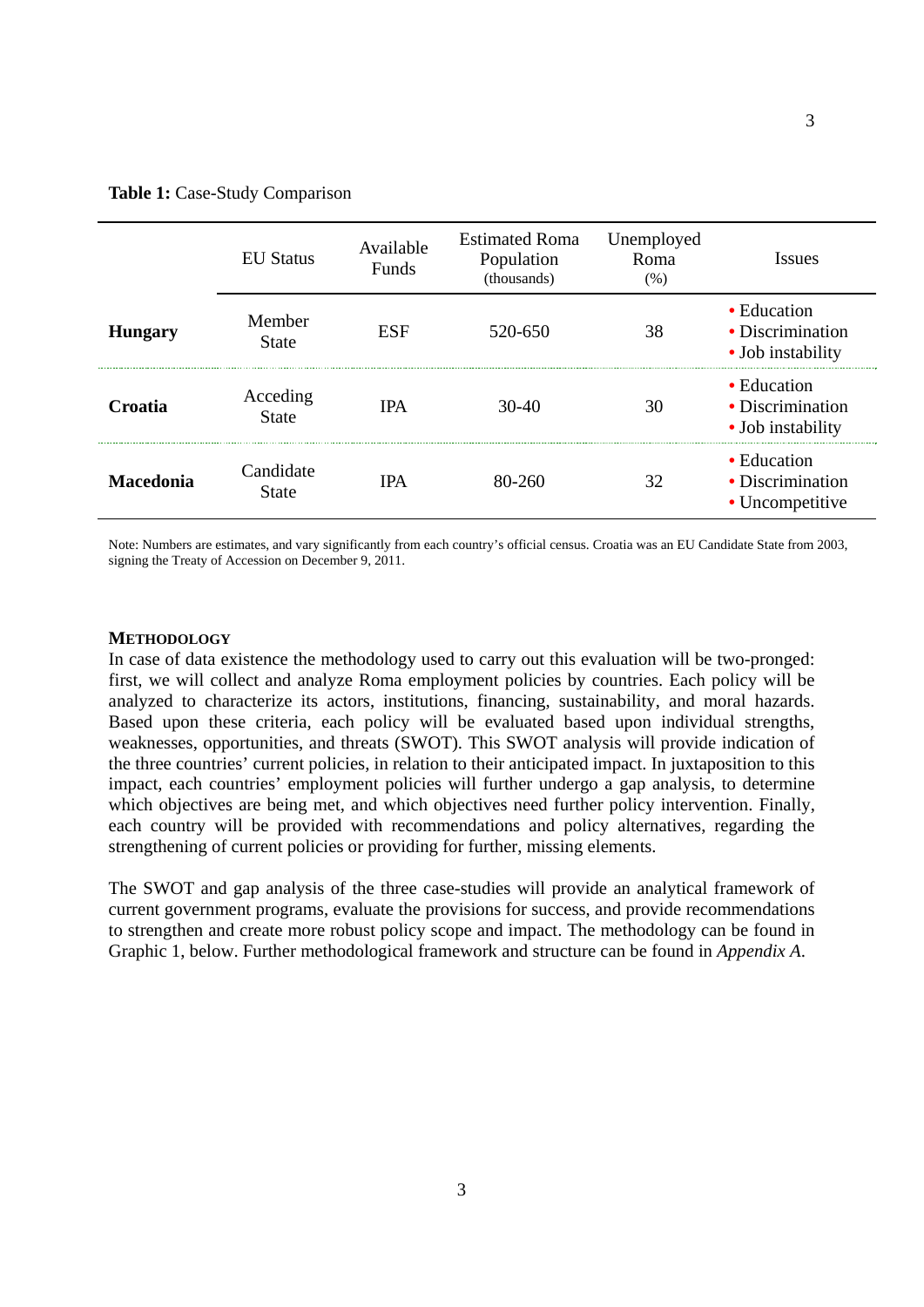**Table 1:** Case-Study Comparison

| | EU Status | Available Funds | Estimated Roma Population (thousands) | Unemployed Roma (%) | Issues |
|---|---|---|---|---|---|
| **Hungary** | Member State | ESF | 520-650 | 38 | • Education • Discrimination • Job instability |
| **Croatia** | Acceding State | IPA | 30-40 | 30 | • Education • Discrimination • Job instability |
| **Macedonia** | Candidate State | IPA | 80-260 | 32 | • Education • Discrimination • Uncompetitive |

Note: Numbers are estimates, and vary significantly from each country's official census. Croatia was an EU Candidate State from 2003, signing the Treaty of Accession on December 9, 2011.

## METHODOLOGY

In case of data existence the methodology used to carry out this evaluation will be two-pronged: first, we will collect and analyze Roma employment policies by countries. Each policy will be analyzed to characterize its actors, institutions, financing, sustainability, and moral hazards. Based upon these criteria, each policy will be evaluated based upon individual strengths, weaknesses, opportunities, and threats (SWOT). This SWOT analysis will provide indication of the three countries' current policies, in relation to their anticipated impact. In juxtaposition to this impact, each countries' employment policies will further undergo a gap analysis, to determine which objectives are being met, and which objectives need further policy intervention. Finally, each country will be provided with recommendations and policy alternatives, regarding the strengthening of current policies or providing for further, missing elements.

The SWOT and gap analysis of the three case-studies will provide an analytical framework of current government programs, evaluate the provisions for success, and provide recommendations to strengthen and create more robust policy scope and impact. The methodology can be found in Graphic 1, below. Further methodological framework and structure can be found in *Appendix A*.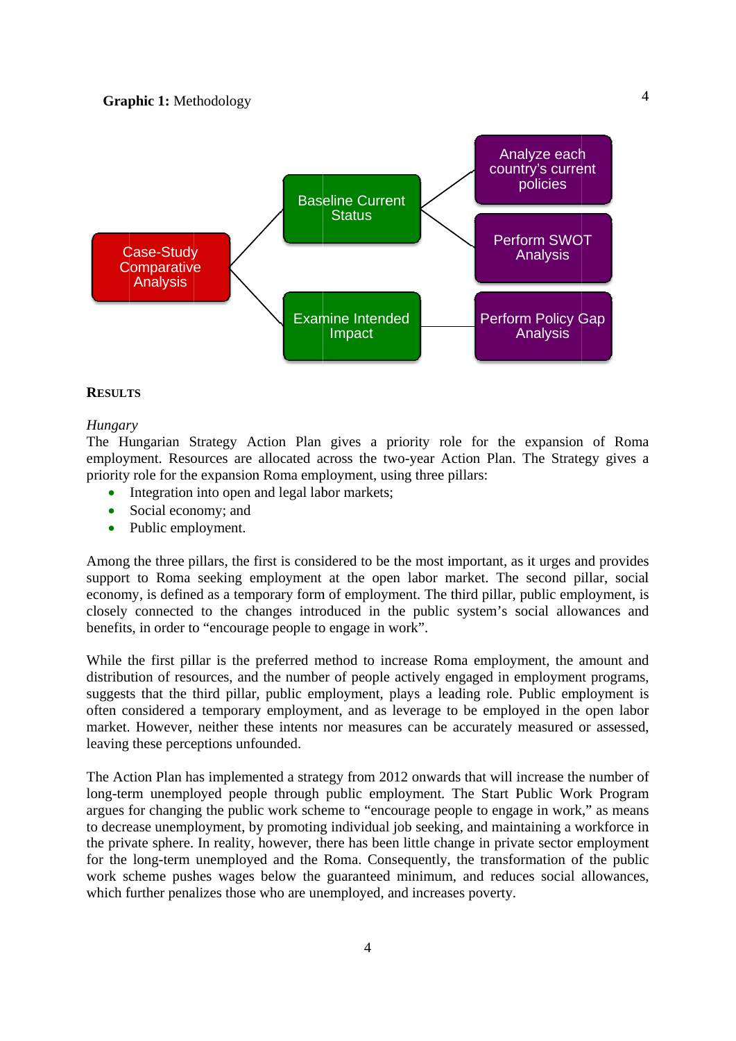**Graphic 1:** Methodology

Case-Study Comparative Analysis

Baseline Current Status

Analyze each country's current policies

Perform SWOT Analysis

Examine Intended Impact

Perform Policy Gap Analysis

## RESULTS

*Hungary*

The Hungarian Strategy Action Plan gives a priority role for the expansion of Roma employment. Resources are allocated across the two-year Action Plan. The Strategy gives a priority role for the expansion Roma employment, using three pillars:

- Integration into open and legal labor markets;
- Social economy; and
- Public employment.

Among the three pillars, the first is considered to be the most important, as it urges and provides support to Roma seeking employment at the open labor market. The second pillar, social economy, is defined as a temporary form of employment. The third pillar, public employment, is closely connected to the changes introduced in the public system's social allowances and benefits, in order to "encourage people to engage in work".

While the first pillar is the preferred method to increase Roma employment, the amount and distribution of resources, and the number of people actively engaged in employment programs, suggests that the third pillar, public employment, plays a leading role. Public employment is often considered a temporary employment, and as leverage to be employed in the open labor market. However, neither these intents nor measures can be accurately measured or assessed, leaving these perceptions unfounded.

The Action Plan has implemented a strategy from 2012 onwards that will increase the number of long-term unemployed people through public employment. The Start Public Work Program argues for changing the public work scheme to "encourage people to engage in work," as means to decrease unemployment, by promoting individual job seeking, and maintaining a workforce in the private sphere. In reality, however, there has been little change in private sector employment for the long-term unemployed and the Roma. Consequently, the transformation of the public work scheme pushes wages below the guaranteed minimum, and reduces social allowances, which further penalizes those who are unemployed, and increases poverty.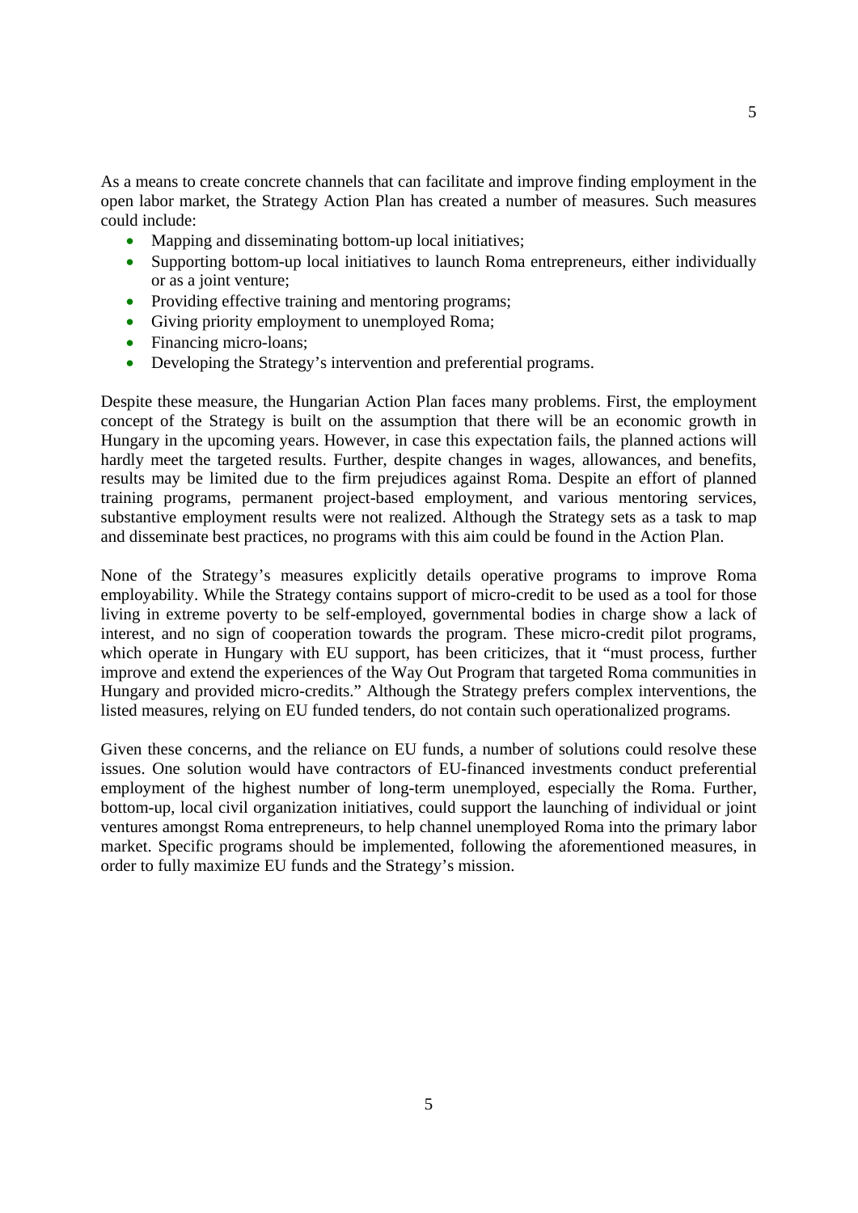As a means to create concrete channels that can facilitate and improve finding employment in the open labor market, the Strategy Action Plan has created a number of measures. Such measures could include:

- Mapping and disseminating bottom-up local initiatives;
- Supporting bottom-up local initiatives to launch Roma entrepreneurs, either individually or as a joint venture;
- Providing effective training and mentoring programs;
- Giving priority employment to unemployed Roma;
- Financing micro-loans;
- Developing the Strategy's intervention and preferential programs.

Despite these measure, the Hungarian Action Plan faces many problems. First, the employment concept of the Strategy is built on the assumption that there will be an economic growth in Hungary in the upcoming years. However, in case this expectation fails, the planned actions will hardly meet the targeted results. Further, despite changes in wages, allowances, and benefits, results may be limited due to the firm prejudices against Roma. Despite an effort of planned training programs, permanent project-based employment, and various mentoring services, substantive employment results were not realized. Although the Strategy sets as a task to map and disseminate best practices, no programs with this aim could be found in the Action Plan.

None of the Strategy's measures explicitly details operative programs to improve Roma employability. While the Strategy contains support of micro-credit to be used as a tool for those living in extreme poverty to be self-employed, governmental bodies in charge show a lack of interest, and no sign of cooperation towards the program. These micro-credit pilot programs, which operate in Hungary with EU support, has been criticizes, that it "must process, further improve and extend the experiences of the Way Out Program that targeted Roma communities in Hungary and provided micro-credits." Although the Strategy prefers complex interventions, the listed measures, relying on EU funded tenders, do not contain such operationalized programs.

Given these concerns, and the reliance on EU funds, a number of solutions could resolve these issues. One solution would have contractors of EU-financed investments conduct preferential employment of the highest number of long-term unemployed, especially the Roma. Further, bottom-up, local civil organization initiatives, could support the launching of individual or joint ventures amongst Roma entrepreneurs, to help channel unemployed Roma into the primary labor market. Specific programs should be implemented, following the aforementioned measures, in order to fully maximize EU funds and the Strategy's mission.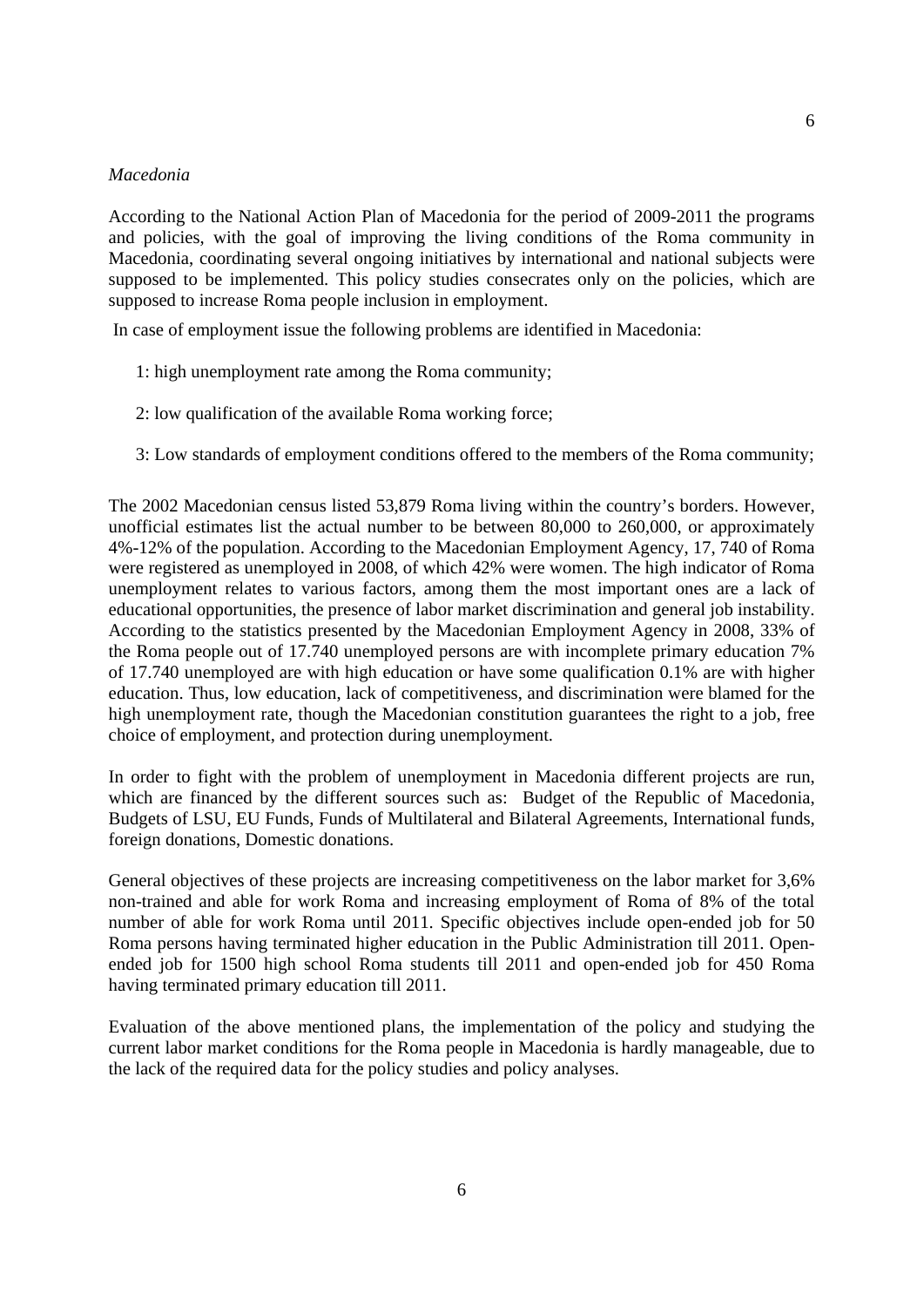*Macedonia*

According to the National Action Plan of Macedonia for the period of 2009-2011 the programs and policies, with the goal of improving the living conditions of the Roma community in Macedonia, coordinating several ongoing initiatives by international and national subjects were supposed to be implemented. This policy studies consecrates only on the policies, which are supposed to increase Roma people inclusion in employment.

In case of employment issue the following problems are identified in Macedonia:

1: high unemployment rate among the Roma community;

2: low qualification of the available Roma working force;

3: Low standards of employment conditions offered to the members of the Roma community;

The 2002 Macedonian census listed 53,879 Roma living within the country's borders. However, unofficial estimates list the actual number to be between 80,000 to 260,000, or approximately 4%-12% of the population. According to the Macedonian Employment Agency, 17, 740 of Roma were registered as unemployed in 2008, of which 42% were women. The high indicator of Roma unemployment relates to various factors, among them the most important ones are a lack of educational opportunities, the presence of labor market discrimination and general job instability. According to the statistics presented by the Macedonian Employment Agency in 2008, 33% of the Roma people out of 17.740 unemployed persons are with incomplete primary education 7% of 17.740 unemployed are with high education or have some qualification 0.1% are with higher education. Thus, low education, lack of competitiveness, and discrimination were blamed for the high unemployment rate, though the Macedonian constitution guarantees the right to a job, free choice of employment, and protection during unemployment.

In order to fight with the problem of unemployment in Macedonia different projects are run, which are financed by the different sources such as: Budget of the Republic of Macedonia, Budgets of LSU, EU Funds, Funds of Multilateral and Bilateral Agreements, International funds, foreign donations, Domestic donations.

General objectives of these projects are increasing competitiveness on the labor market for 3,6% non-trained and able for work Roma and increasing employment of Roma of 8% of the total number of able for work Roma until 2011. Specific objectives include open-ended job for 50 Roma persons having terminated higher education in the Public Administration till 2011. Open-ended job for 1500 high school Roma students till 2011 and open-ended job for 450 Roma having terminated primary education till 2011.

Evaluation of the above mentioned plans, the implementation of the policy and studying the current labor market conditions for the Roma people in Macedonia is hardly manageable, due to the lack of the required data for the policy studies and policy analyses.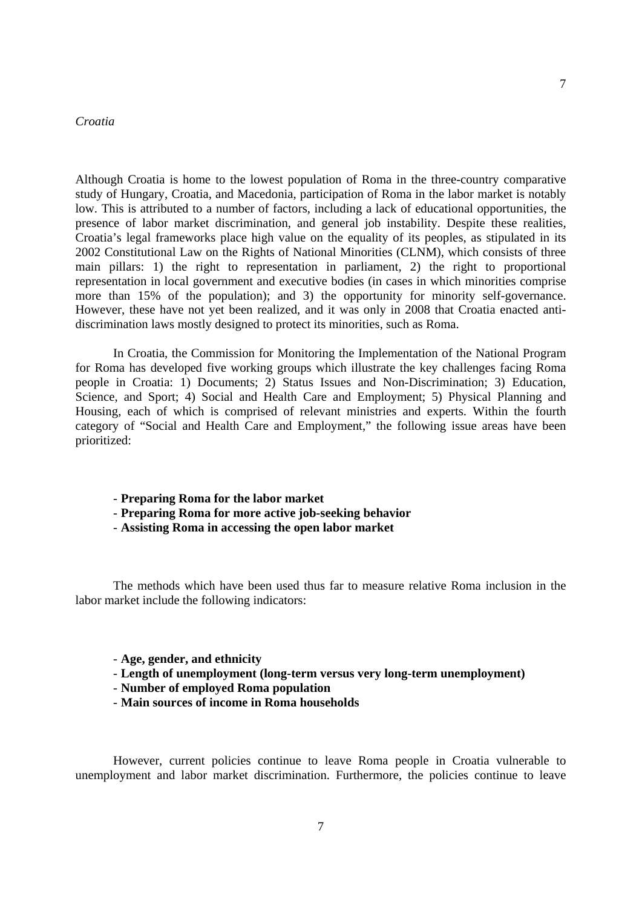*Croatia*

Although Croatia is home to the lowest population of Roma in the three-country comparative study of Hungary, Croatia, and Macedonia, participation of Roma in the labor market is notably low. This is attributed to a number of factors, including a lack of educational opportunities, the presence of labor market discrimination, and general job instability. Despite these realities, Croatia's legal frameworks place high value on the equality of its peoples, as stipulated in its 2002 Constitutional Law on the Rights of National Minorities (CLNM), which consists of three main pillars: 1) the right to representation in parliament, 2) the right to proportional representation in local government and executive bodies (in cases in which minorities comprise more than 15% of the population); and 3) the opportunity for minority self-governance. However, these have not yet been realized, and it was only in 2008 that Croatia enacted anti-discrimination laws mostly designed to protect its minorities, such as Roma.

In Croatia, the Commission for Monitoring the Implementation of the National Program for Roma has developed five working groups which illustrate the key challenges facing Roma people in Croatia: 1) Documents; 2) Status Issues and Non-Discrimination; 3) Education, Science, and Sport; 4) Social and Health Care and Employment; 5) Physical Planning and Housing, each of which is comprised of relevant ministries and experts. Within the fourth category of "Social and Health Care and Employment," the following issue areas have been prioritized:

- **Preparing Roma for the labor market**
- **Preparing Roma for more active job-seeking behavior**
- **Assisting Roma in accessing the open labor market**

The methods which have been used thus far to measure relative Roma inclusion in the labor market include the following indicators:

- **Age, gender, and ethnicity**
- **Length of unemployment (long-term versus very long-term unemployment)**
- **Number of employed Roma population**
- **Main sources of income in Roma households**

However, current policies continue to leave Roma people in Croatia vulnerable to unemployment and labor market discrimination. Furthermore, the policies continue to leave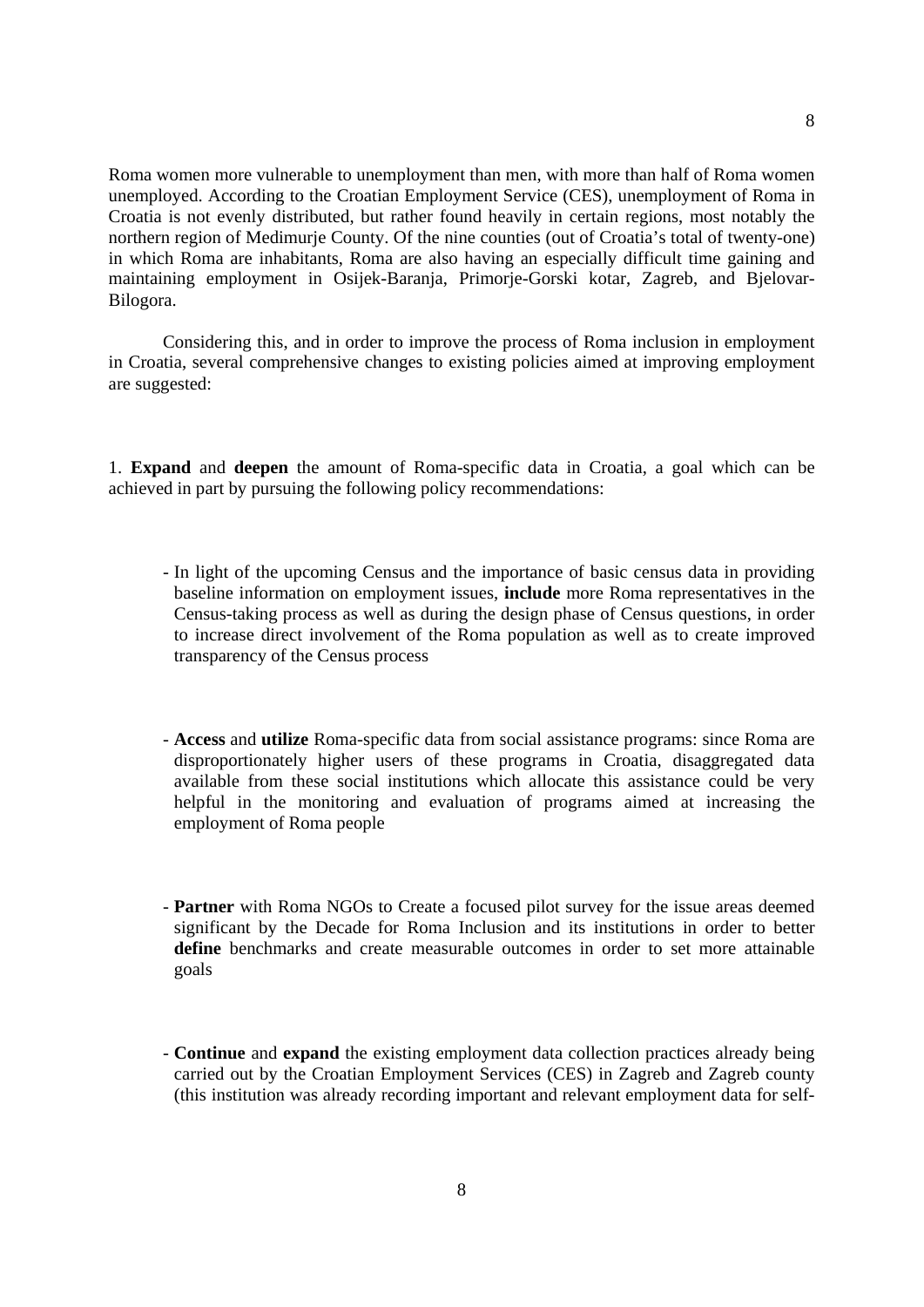Roma women more vulnerable to unemployment than men, with more than half of Roma women unemployed. According to the Croatian Employment Service (CES), unemployment of Roma in Croatia is not evenly distributed, but rather found heavily in certain regions, most notably the northern region of Medimurje County. Of the nine counties (out of Croatia's total of twenty-one) in which Roma are inhabitants, Roma are also having an especially difficult time gaining and maintaining employment in Osijek-Baranja, Primorje-Gorski kotar, Zagreb, and Bjelovar-Bilogora.

Considering this, and in order to improve the process of Roma inclusion in employment in Croatia, several comprehensive changes to existing policies aimed at improving employment are suggested:

1. **Expand** and **deepen** the amount of Roma-specific data in Croatia, a goal which can be achieved in part by pursuing the following policy recommendations:

- In light of the upcoming Census and the importance of basic census data in providing baseline information on employment issues, **include** more Roma representatives in the Census-taking process as well as during the design phase of Census questions, in order to increase direct involvement of the Roma population as well as to create improved transparency of the Census process

- **Access** and **utilize** Roma-specific data from social assistance programs: since Roma are disproportionately higher users of these programs in Croatia, disaggregated data available from these social institutions which allocate this assistance could be very helpful in the monitoring and evaluation of programs aimed at increasing the employment of Roma people

- **Partner** with Roma NGOs to Create a focused pilot survey for the issue areas deemed significant by the Decade for Roma Inclusion and its institutions in order to better **define** benchmarks and create measurable outcomes in order to set more attainable goals

- **Continue** and **expand** the existing employment data collection practices already being carried out by the Croatian Employment Services (CES) in Zagreb and Zagreb county (this institution was already recording important and relevant employment data for self-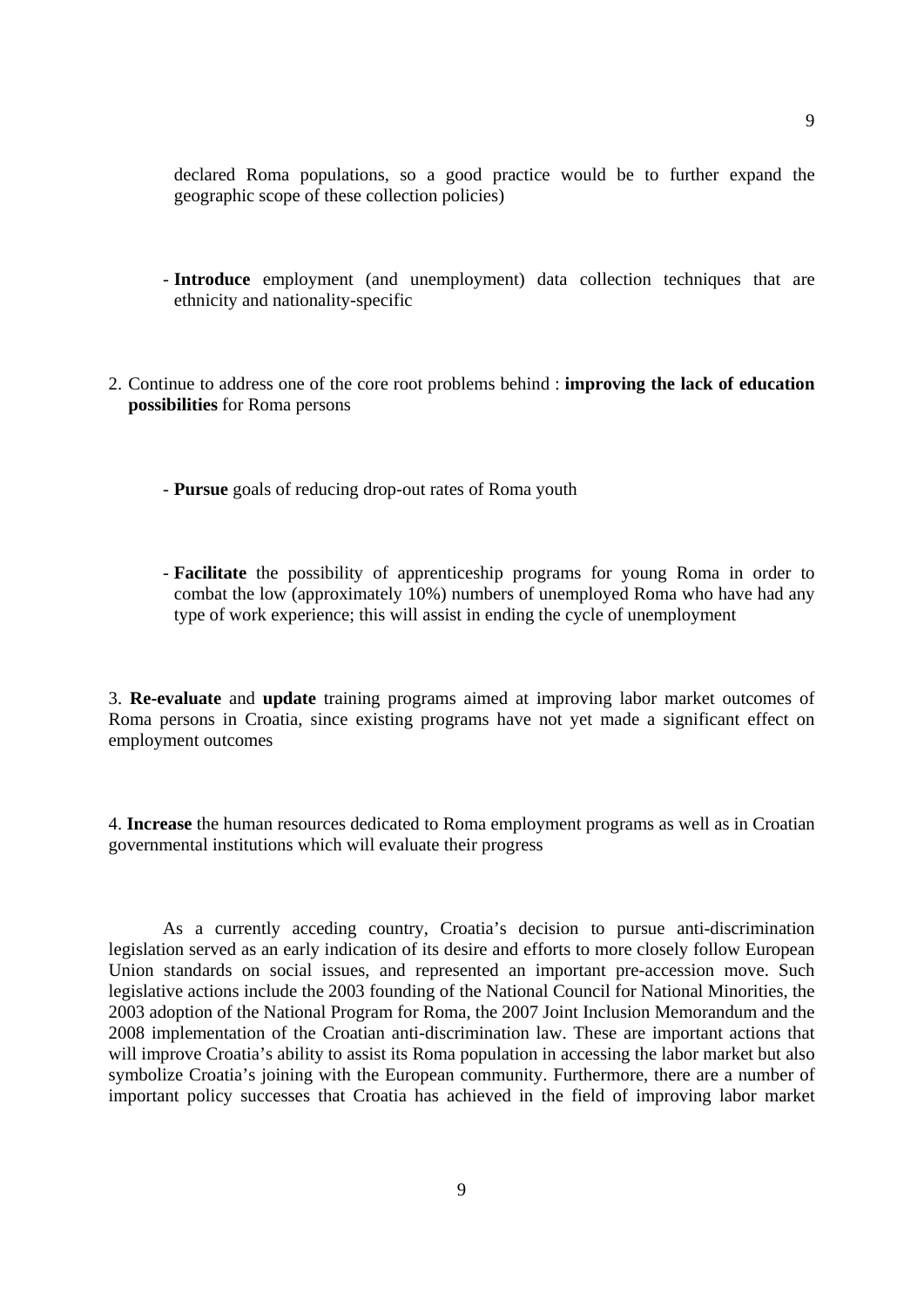declared Roma populations, so a good practice would be to further expand the geographic scope of these collection policies)

- **Introduce** employment (and unemployment) data collection techniques that are ethnicity and nationality-specific

2. Continue to address one of the core root problems behind : **improving the lack of education possibilities** for Roma persons

   - **Pursue** goals of reducing drop-out rates of Roma youth

   - **Facilitate** the possibility of apprenticeship programs for young Roma in order to combat the low (approximately 10%) numbers of unemployed Roma who have had any type of work experience; this will assist in ending the cycle of unemployment

3. **Re-evaluate** and **update** training programs aimed at improving labor market outcomes of Roma persons in Croatia, since existing programs have not yet made a significant effect on employment outcomes

4. **Increase** the human resources dedicated to Roma employment programs as well as in Croatian governmental institutions which will evaluate their progress

As a currently acceding country, Croatia's decision to pursue anti-discrimination legislation served as an early indication of its desire and efforts to more closely follow European Union standards on social issues, and represented an important pre-accession move. Such legislative actions include the 2003 founding of the National Council for National Minorities, the 2003 adoption of the National Program for Roma, the 2007 Joint Inclusion Memorandum and the 2008 implementation of the Croatian anti-discrimination law. These are important actions that will improve Croatia's ability to assist its Roma population in accessing the labor market but also symbolize Croatia's joining with the European community. Furthermore, there are a number of important policy successes that Croatia has achieved in the field of improving labor market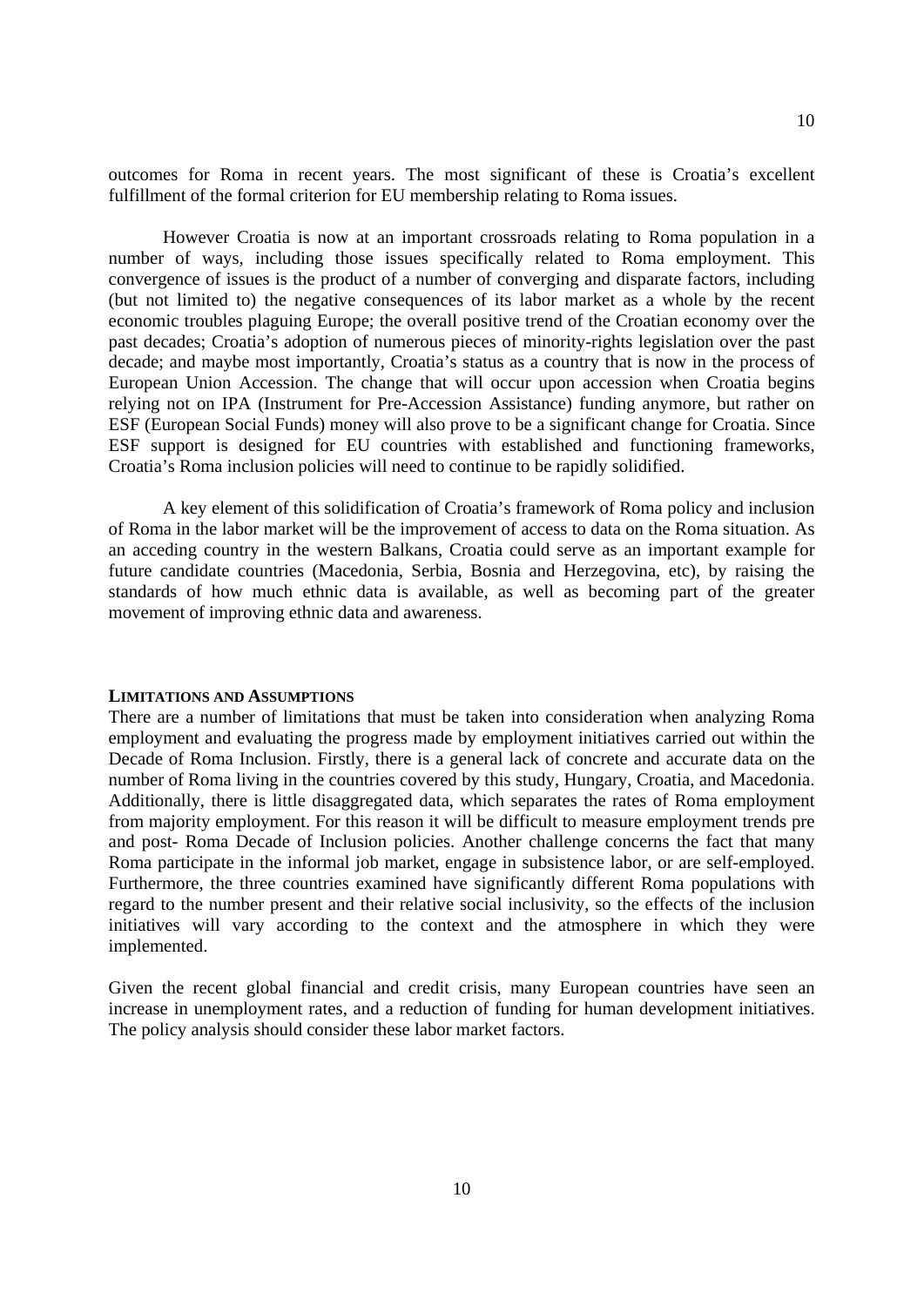outcomes for Roma in recent years. The most significant of these is Croatia's excellent fulfillment of the formal criterion for EU membership relating to Roma issues.

However Croatia is now at an important crossroads relating to Roma population in a number of ways, including those issues specifically related to Roma employment. This convergence of issues is the product of a number of converging and disparate factors, including (but not limited to) the negative consequences of its labor market as a whole by the recent economic troubles plaguing Europe; the overall positive trend of the Croatian economy over the past decades; Croatia's adoption of numerous pieces of minority-rights legislation over the past decade; and maybe most importantly, Croatia's status as a country that is now in the process of European Union Accession. The change that will occur upon accession when Croatia begins relying not on IPA (Instrument for Pre-Accession Assistance) funding anymore, but rather on ESF (European Social Funds) money will also prove to be a significant change for Croatia. Since ESF support is designed for EU countries with established and functioning frameworks, Croatia's Roma inclusion policies will need to continue to be rapidly solidified.

A key element of this solidification of Croatia's framework of Roma policy and inclusion of Roma in the labor market will be the improvement of access to data on the Roma situation. As an acceding country in the western Balkans, Croatia could serve as an important example for future candidate countries (Macedonia, Serbia, Bosnia and Herzegovina, etc), by raising the standards of how much ethnic data is available, as well as becoming part of the greater movement of improving ethnic data and awareness.

## LIMITATIONS AND ASSUMPTIONS

There are a number of limitations that must be taken into consideration when analyzing Roma employment and evaluating the progress made by employment initiatives carried out within the Decade of Roma Inclusion. Firstly, there is a general lack of concrete and accurate data on the number of Roma living in the countries covered by this study, Hungary, Croatia, and Macedonia. Additionally, there is little disaggregated data, which separates the rates of Roma employment from majority employment. For this reason it will be difficult to measure employment trends pre and post- Roma Decade of Inclusion policies. Another challenge concerns the fact that many Roma participate in the informal job market, engage in subsistence labor, or are self-employed. Furthermore, the three countries examined have significantly different Roma populations with regard to the number present and their relative social inclusivity, so the effects of the inclusion initiatives will vary according to the context and the atmosphere in which they were implemented.

Given the recent global financial and credit crisis, many European countries have seen an increase in unemployment rates, and a reduction of funding for human development initiatives. The policy analysis should consider these labor market factors.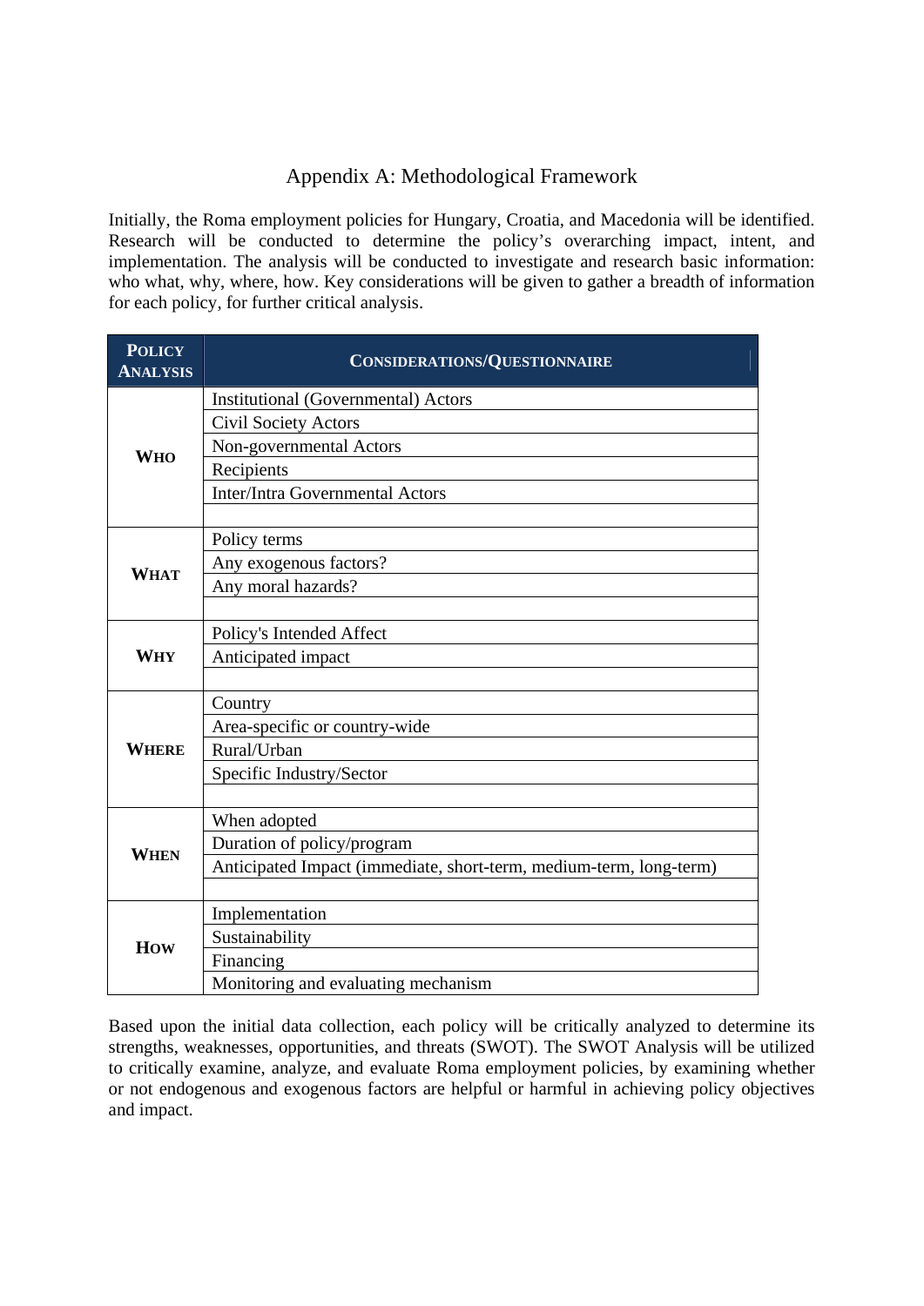# Appendix A: Methodological Framework

Initially, the Roma employment policies for Hungary, Croatia, and Macedonia will be identified. Research will be conducted to determine the policy's overarching impact, intent, and implementation. The analysis will be conducted to investigate and research basic information: who what, why, where, how. Key considerations will be given to gather a breadth of information for each policy, for further critical analysis.

| **Policy Analysis** | **Considerations/Questionnaire** |
|---|---|
| **Who** | Institutional (Governmental) Actors |
| | Civil Society Actors |
| | Non-governmental Actors |
| | Recipients |
| | Inter/Intra Governmental Actors |
| | |
| **What** | Policy terms |
| | Any exogenous factors? |
| | Any moral hazards? |
| | |
| **Why** | Policy's Intended Affect |
| | Anticipated impact |
| | |
| **Where** | Country |
| | Area-specific or country-wide |
| | Rural/Urban |
| | Specific Industry/Sector |
| | |
| **When** | When adopted |
| | Duration of policy/program |
| | Anticipated Impact (immediate, short-term, medium-term, long-term) |
| | |
| **How** | Implementation |
| | Sustainability |
| | Financing |
| | Monitoring and evaluating mechanism |

Based upon the initial data collection, each policy will be critically analyzed to determine its strengths, weaknesses, opportunities, and threats (SWOT). The SWOT Analysis will be utilized to critically examine, analyze, and evaluate Roma employment policies, by examining whether or not endogenous and exogenous factors are helpful or harmful in achieving policy objectives and impact.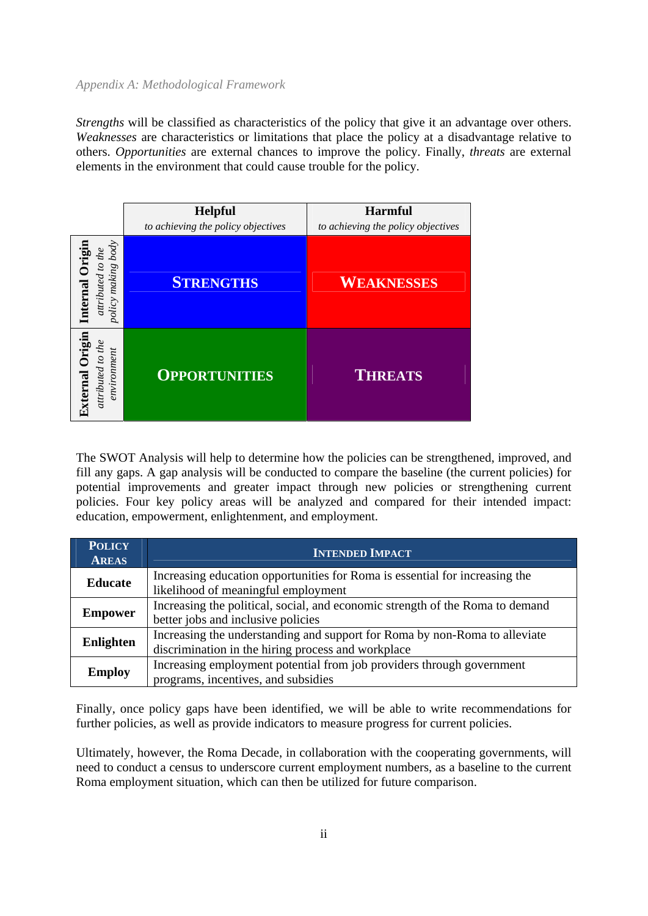*Appendix A: Methodological Framework*

*Strengths* will be classified as characteristics of the policy that give it an advantage over others. *Weaknesses* are characteristics or limitations that place the policy at a disadvantage relative to others. *Opportunities* are external chances to improve the policy. Finally, *threats* are external elements in the environment that could cause trouble for the policy.

| | **Helpful** *to achieving the policy objectives* | **Harmful** *to achieving the policy objectives* |
|---|---|---|
| **Internal Origin** *attributed to the policy making body* | **STRENGTHS** | **WEAKNESSES** |
| **External Origin** *attributed to the environment* | **OPPORTUNITIES** | **THREATS** |

The SWOT Analysis will help to determine how the policies can be strengthened, improved, and fill any gaps. A gap analysis will be conducted to compare the baseline (the current policies) for potential improvements and greater impact through new policies or strengthening current policies. Four key policy areas will be analyzed and compared for their intended impact: education, empowerment, enlightenment, and employment.

| POLICY AREAS | INTENDED IMPACT |
|---|---|
| **Educate** | Increasing education opportunities for Roma is essential for increasing the likelihood of meaningful employment |
| **Empower** | Increasing the political, social, and economic strength of the Roma to demand better jobs and inclusive policies |
| **Enlighten** | Increasing the understanding and support for Roma by non-Roma to alleviate discrimination in the hiring process and workplace |
| **Employ** | Increasing employment potential from job providers through government programs, incentives, and subsidies |

Finally, once policy gaps have been identified, we will be able to write recommendations for further policies, as well as provide indicators to measure progress for current policies.

Ultimately, however, the Roma Decade, in collaboration with the cooperating governments, will need to conduct a census to underscore current employment numbers, as a baseline to the current Roma employment situation, which can then be utilized for future comparison.